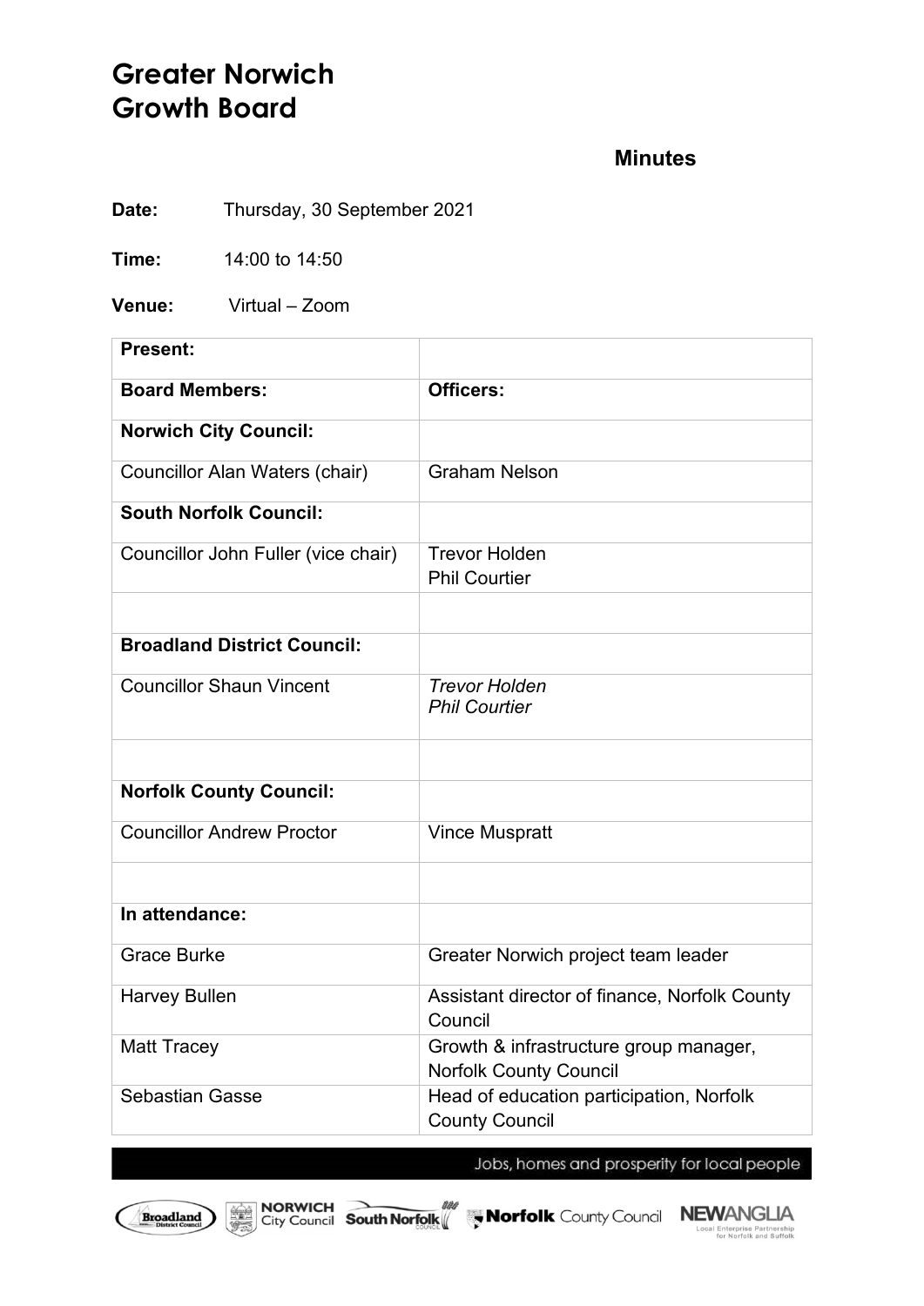# Greater Norwich Growth Board

## Minutes

**Date:** Thursday, 30 September 2021

**Time:** 14:00 to 14:50

**Venue:** Virtual – Zoom

| **Present:** | |
|---|---|
| **Board Members:** | **Officers:** |
| **Norwich City Council:** | |
| Councillor Alan Waters (chair) | Graham Nelson |
| **South Norfolk Council:** | |
| Councillor John Fuller (vice chair) | Trevor Holden<br>Phil Courtier |
| | |
| **Broadland District Council:** | |
| Councillor Shaun Vincent | *Trevor Holden*<br>*Phil Courtier* |
| | |
| **Norfolk County Council:** | |
| Councillor Andrew Proctor | Vince Muspratt |
| | |
| **In attendance:** | |
| Grace Burke | Greater Norwich project team leader |
| Harvey Bullen | Assistant director of finance, Norfolk County Council |
| Matt Tracey | Growth & infrastructure group manager, Norfolk County Council |
| Sebastian Gasse | Head of education participation, Norfolk County Council |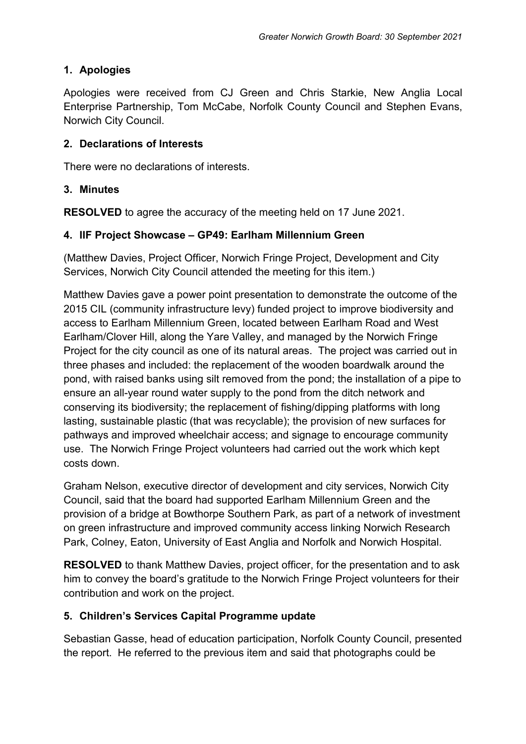## 1. Apologies

Apologies were received from CJ Green and Chris Starkie, New Anglia Local Enterprise Partnership, Tom McCabe, Norfolk County Council and Stephen Evans, Norwich City Council.

## 2. Declarations of Interests

There were no declarations of interests.

## 3. Minutes

**RESOLVED** to agree the accuracy of the meeting held on 17 June 2021.

## 4. IIF Project Showcase – GP49: Earlham Millennium Green

(Matthew Davies, Project Officer, Norwich Fringe Project, Development and City Services, Norwich City Council attended the meeting for this item.)

Matthew Davies gave a power point presentation to demonstrate the outcome of the 2015 CIL (community infrastructure levy) funded project to improve biodiversity and access to Earlham Millennium Green, located between Earlham Road and West Earlham/Clover Hill, along the Yare Valley, and managed by the Norwich Fringe Project for the city council as one of its natural areas. The project was carried out in three phases and included: the replacement of the wooden boardwalk around the pond, with raised banks using silt removed from the pond; the installation of a pipe to ensure an all-year round water supply to the pond from the ditch network and conserving its biodiversity; the replacement of fishing/dipping platforms with long lasting, sustainable plastic (that was recyclable); the provision of new surfaces for pathways and improved wheelchair access; and signage to encourage community use. The Norwich Fringe Project volunteers had carried out the work which kept costs down.

Graham Nelson, executive director of development and city services, Norwich City Council, said that the board had supported Earlham Millennium Green and the provision of a bridge at Bowthorpe Southern Park, as part of a network of investment on green infrastructure and improved community access linking Norwich Research Park, Colney, Eaton, University of East Anglia and Norfolk and Norwich Hospital.

**RESOLVED** to thank Matthew Davies, project officer, for the presentation and to ask him to convey the board's gratitude to the Norwich Fringe Project volunteers for their contribution and work on the project.

## 5. Children's Services Capital Programme update

Sebastian Gasse, head of education participation, Norfolk County Council, presented the report. He referred to the previous item and said that photographs could be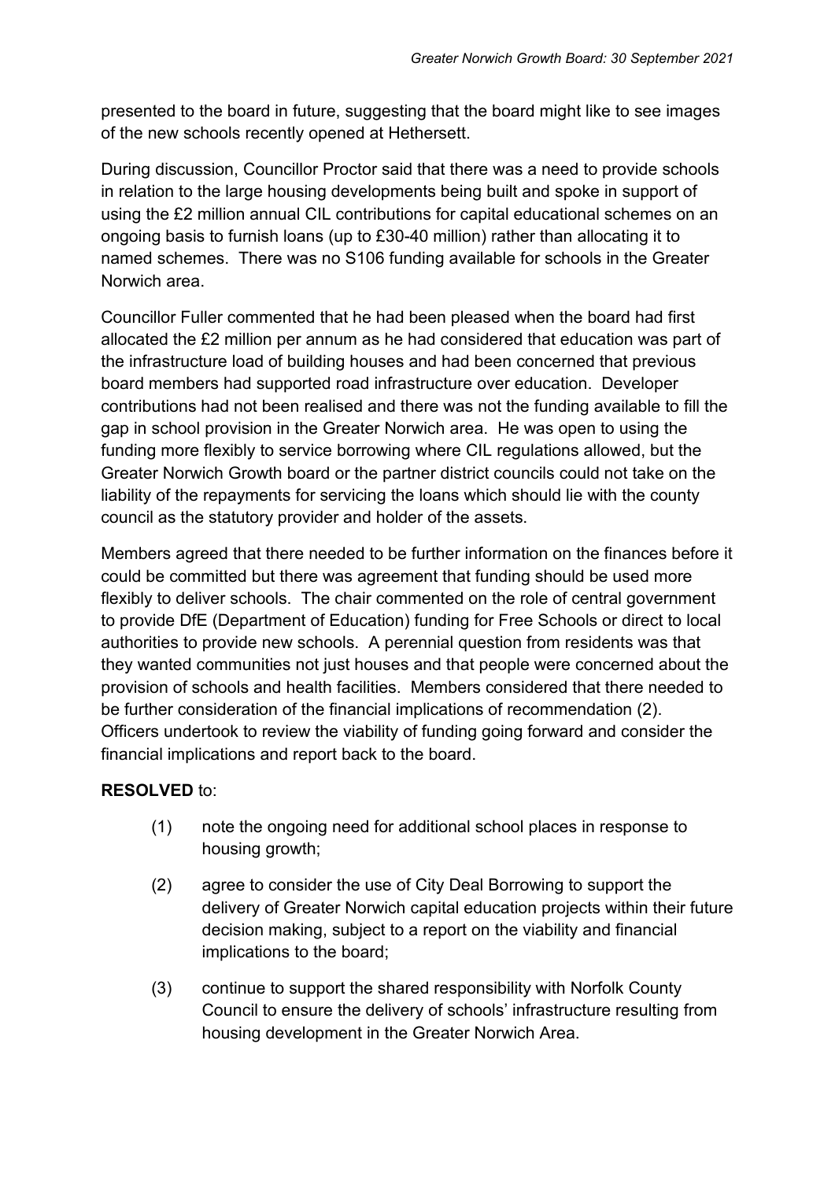presented to the board in future, suggesting that the board might like to see images of the new schools recently opened at Hethersett.

During discussion, Councillor Proctor said that there was a need to provide schools in relation to the large housing developments being built and spoke in support of using the £2 million annual CIL contributions for capital educational schemes on an ongoing basis to furnish loans (up to £30-40 million) rather than allocating it to named schemes. There was no S106 funding available for schools in the Greater Norwich area.

Councillor Fuller commented that he had been pleased when the board had first allocated the £2 million per annum as he had considered that education was part of the infrastructure load of building houses and had been concerned that previous board members had supported road infrastructure over education. Developer contributions had not been realised and there was not the funding available to fill the gap in school provision in the Greater Norwich area. He was open to using the funding more flexibly to service borrowing where CIL regulations allowed, but the Greater Norwich Growth board or the partner district councils could not take on the liability of the repayments for servicing the loans which should lie with the county council as the statutory provider and holder of the assets.

Members agreed that there needed to be further information on the finances before it could be committed but there was agreement that funding should be used more flexibly to deliver schools. The chair commented on the role of central government to provide DfE (Department of Education) funding for Free Schools or direct to local authorities to provide new schools. A perennial question from residents was that they wanted communities not just houses and that people were concerned about the provision of schools and health facilities. Members considered that there needed to be further consideration of the financial implications of recommendation (2). Officers undertook to review the viability of funding going forward and consider the financial implications and report back to the board.

**RESOLVED** to:

(1) note the ongoing need for additional school places in response to housing growth;

(2) agree to consider the use of City Deal Borrowing to support the delivery of Greater Norwich capital education projects within their future decision making, subject to a report on the viability and financial implications to the board;

(3) continue to support the shared responsibility with Norfolk County Council to ensure the delivery of schools' infrastructure resulting from housing development in the Greater Norwich Area.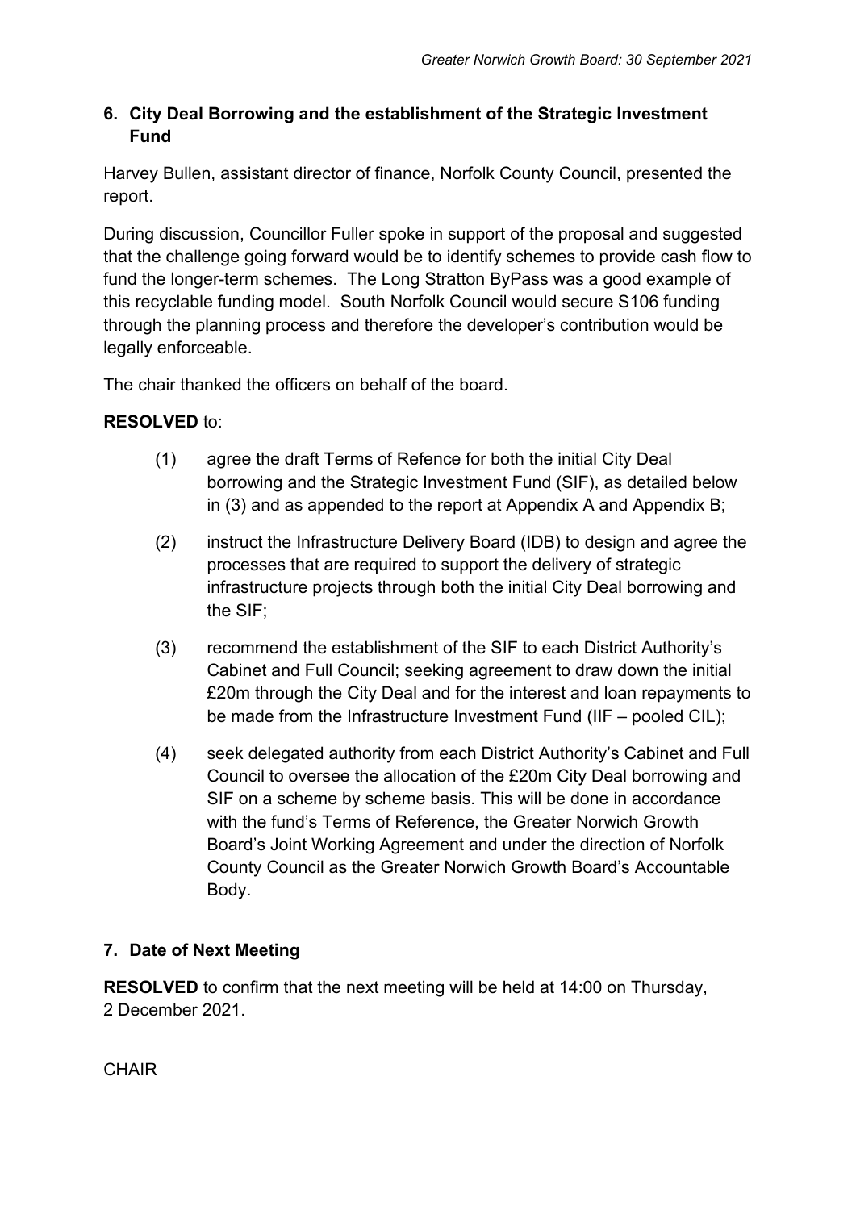## 6. City Deal Borrowing and the establishment of the Strategic Investment Fund

Harvey Bullen, assistant director of finance, Norfolk County Council, presented the report.

During discussion, Councillor Fuller spoke in support of the proposal and suggested that the challenge going forward would be to identify schemes to provide cash flow to fund the longer-term schemes. The Long Stratton ByPass was a good example of this recyclable funding model. South Norfolk Council would secure S106 funding through the planning process and therefore the developer's contribution would be legally enforceable.

The chair thanked the officers on behalf of the board.

**RESOLVED** to:

(1) agree the draft Terms of Refence for both the initial City Deal borrowing and the Strategic Investment Fund (SIF), as detailed below in (3) and as appended to the report at Appendix A and Appendix B;

(2) instruct the Infrastructure Delivery Board (IDB) to design and agree the processes that are required to support the delivery of strategic infrastructure projects through both the initial City Deal borrowing and the SIF;

(3) recommend the establishment of the SIF to each District Authority's Cabinet and Full Council; seeking agreement to draw down the initial £20m through the City Deal and for the interest and loan repayments to be made from the Infrastructure Investment Fund (IIF – pooled CIL);

(4) seek delegated authority from each District Authority's Cabinet and Full Council to oversee the allocation of the £20m City Deal borrowing and SIF on a scheme by scheme basis. This will be done in accordance with the fund's Terms of Reference, the Greater Norwich Growth Board's Joint Working Agreement and under the direction of Norfolk County Council as the Greater Norwich Growth Board's Accountable Body.

## 7. Date of Next Meeting

**RESOLVED** to confirm that the next meeting will be held at 14:00 on Thursday, 2 December 2021.

CHAIR